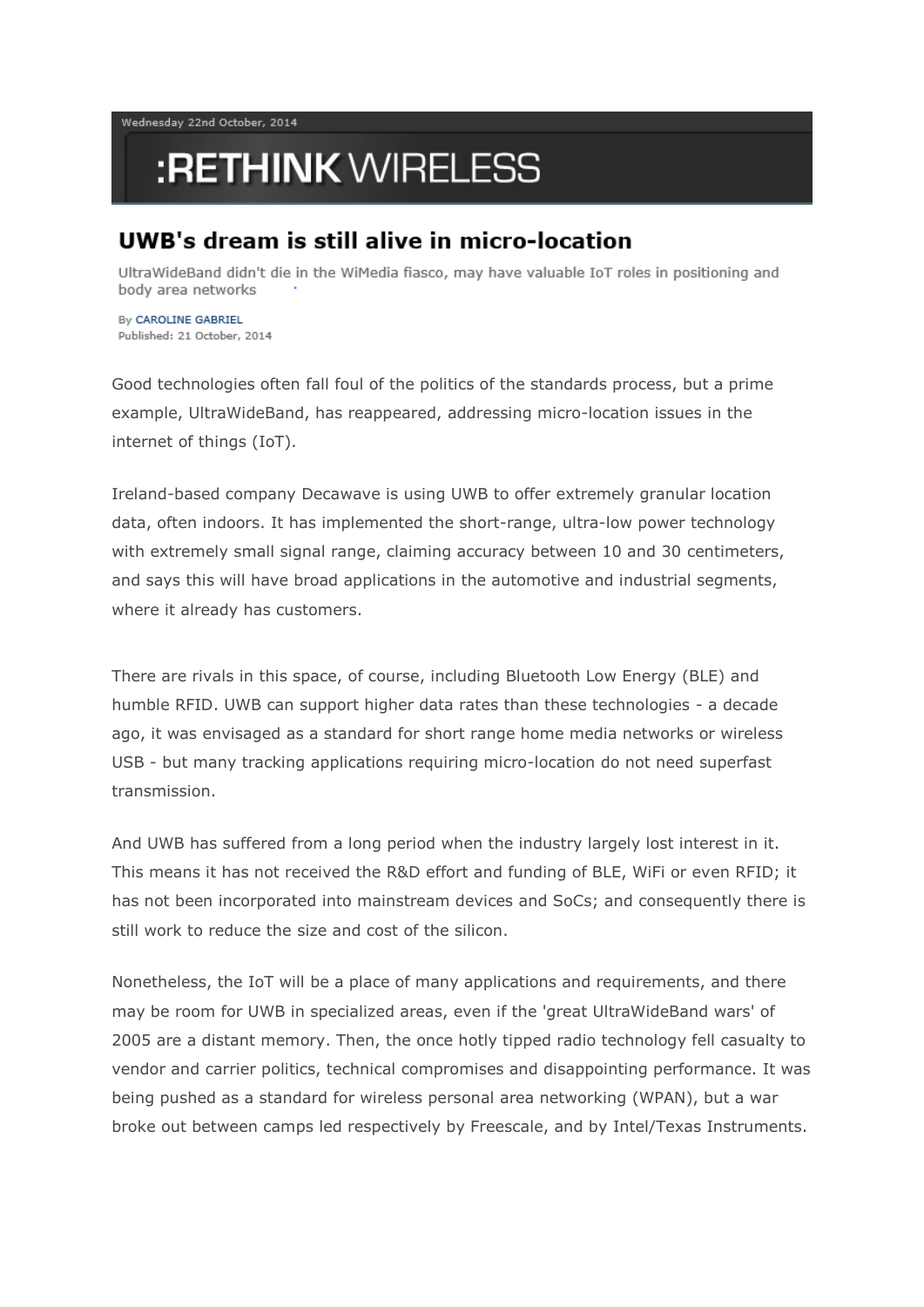Wednesday 22nd October, 2014

:RETHINK WIRELESS

# UWB's dream is still alive in micro-location

UltraWideBand didn't die in the WiMedia fiasco, may have valuable IoT roles in positioning and body area networks

By CAROLINE GABRIEL
Published: 21 October, 2014

Good technologies often fall foul of the politics of the standards process, but a prime example, UltraWideBand, has reappeared, addressing micro-location issues in the internet of things (IoT).

Ireland-based company Decawave is using UWB to offer extremely granular location data, often indoors. It has implemented the short-range, ultra-low power technology with extremely small signal range, claiming accuracy between 10 and 30 centimeters, and says this will have broad applications in the automotive and industrial segments, where it already has customers.

There are rivals in this space, of course, including Bluetooth Low Energy (BLE) and humble RFID. UWB can support higher data rates than these technologies - a decade ago, it was envisaged as a standard for short range home media networks or wireless USB - but many tracking applications requiring micro-location do not need superfast transmission.

And UWB has suffered from a long period when the industry largely lost interest in it. This means it has not received the R&D effort and funding of BLE, WiFi or even RFID; it has not been incorporated into mainstream devices and SoCs; and consequently there is still work to reduce the size and cost of the silicon.

Nonetheless, the IoT will be a place of many applications and requirements, and there may be room for UWB in specialized areas, even if the 'great UltraWideBand wars' of 2005 are a distant memory. Then, the once hotly tipped radio technology fell casualty to vendor and carrier politics, technical compromises and disappointing performance. It was being pushed as a standard for wireless personal area networking (WPAN), but a war broke out between camps led respectively by Freescale, and by Intel/Texas Instruments.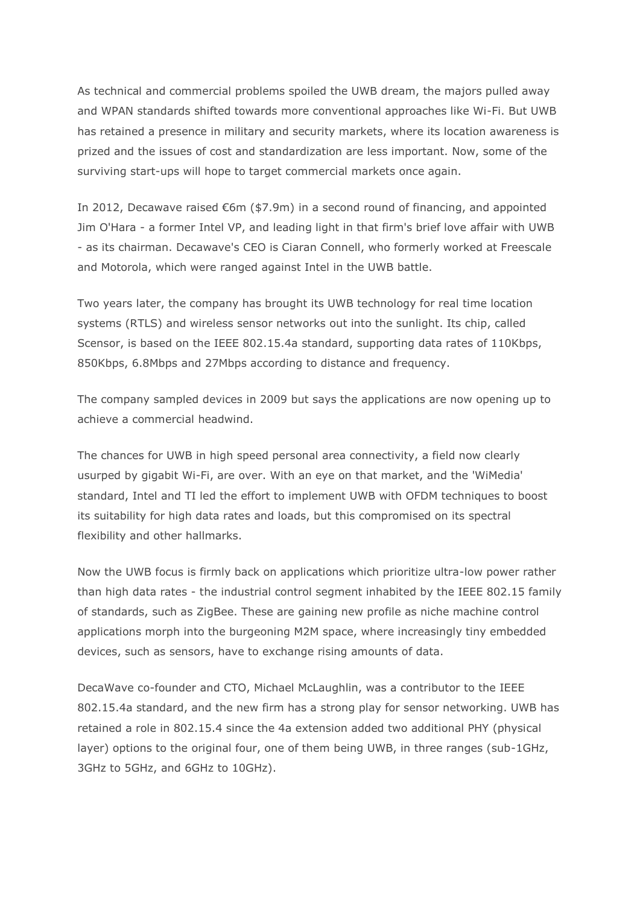As technical and commercial problems spoiled the UWB dream, the majors pulled away and WPAN standards shifted towards more conventional approaches like Wi-Fi. But UWB has retained a presence in military and security markets, where its location awareness is prized and the issues of cost and standardization are less important. Now, some of the surviving start-ups will hope to target commercial markets once again.

In 2012, Decawave raised €6m ($7.9m) in a second round of financing, and appointed Jim O'Hara - a former Intel VP, and leading light in that firm's brief love affair with UWB - as its chairman. Decawave's CEO is Ciaran Connell, who formerly worked at Freescale and Motorola, which were ranged against Intel in the UWB battle.

Two years later, the company has brought its UWB technology for real time location systems (RTLS) and wireless sensor networks out into the sunlight. Its chip, called Scensor, is based on the IEEE 802.15.4a standard, supporting data rates of 110Kbps, 850Kbps, 6.8Mbps and 27Mbps according to distance and frequency.

The company sampled devices in 2009 but says the applications are now opening up to achieve a commercial headwind.

The chances for UWB in high speed personal area connectivity, a field now clearly usurped by gigabit Wi-Fi, are over. With an eye on that market, and the 'WiMedia' standard, Intel and TI led the effort to implement UWB with OFDM techniques to boost its suitability for high data rates and loads, but this compromised on its spectral flexibility and other hallmarks.

Now the UWB focus is firmly back on applications which prioritize ultra-low power rather than high data rates - the industrial control segment inhabited by the IEEE 802.15 family of standards, such as ZigBee. These are gaining new profile as niche machine control applications morph into the burgeoning M2M space, where increasingly tiny embedded devices, such as sensors, have to exchange rising amounts of data.

DecaWave co-founder and CTO, Michael McLaughlin, was a contributor to the IEEE 802.15.4a standard, and the new firm has a strong play for sensor networking. UWB has retained a role in 802.15.4 since the 4a extension added two additional PHY (physical layer) options to the original four, one of them being UWB, in three ranges (sub-1GHz, 3GHz to 5GHz, and 6GHz to 10GHz).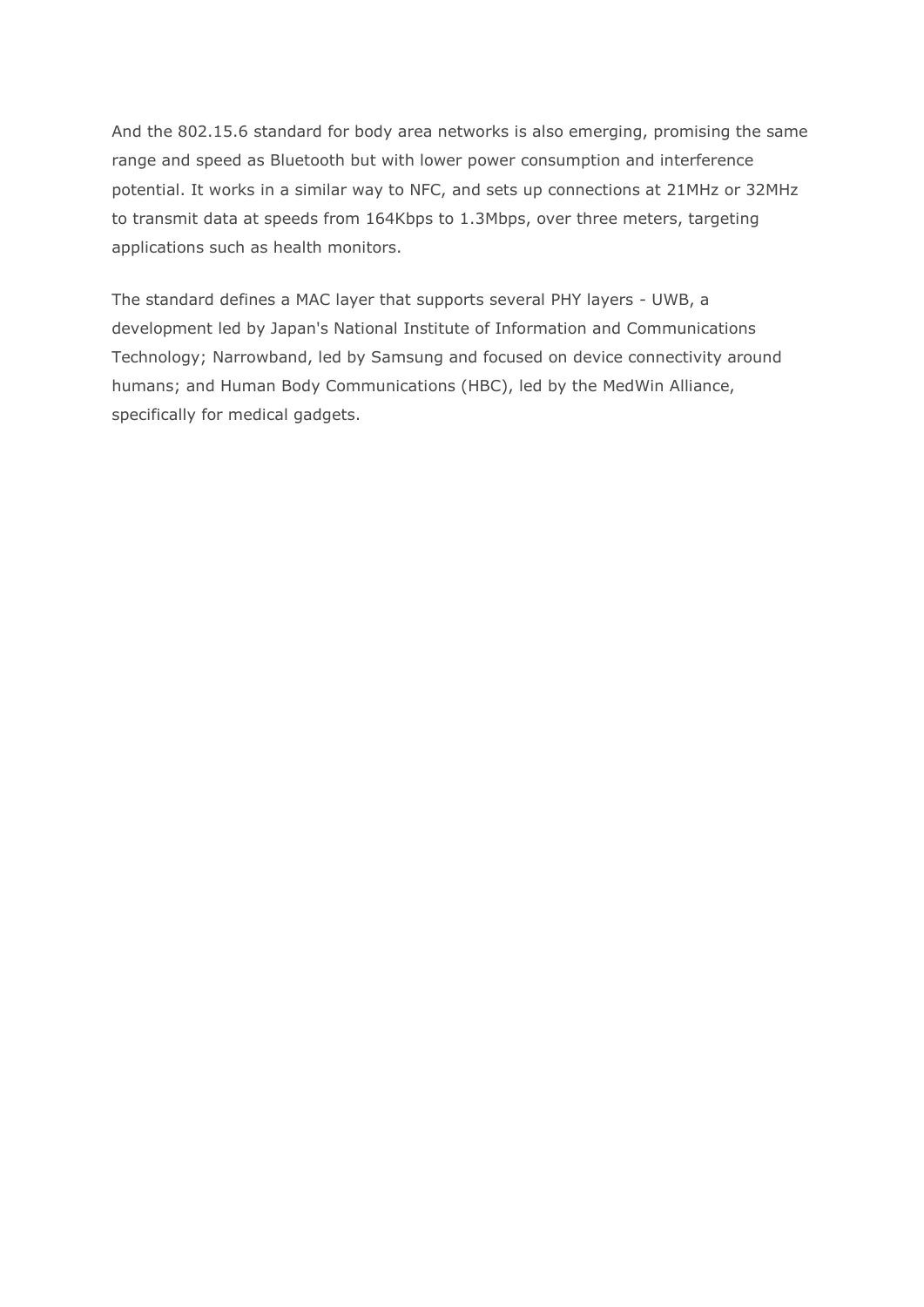And the 802.15.6 standard for body area networks is also emerging, promising the same range and speed as Bluetooth but with lower power consumption and interference potential. It works in a similar way to NFC, and sets up connections at 21MHz or 32MHz to transmit data at speeds from 164Kbps to 1.3Mbps, over three meters, targeting applications such as health monitors.

The standard defines a MAC layer that supports several PHY layers - UWB, a development led by Japan's National Institute of Information and Communications Technology; Narrowband, led by Samsung and focused on device connectivity around humans; and Human Body Communications (HBC), led by the MedWin Alliance, specifically for medical gadgets.